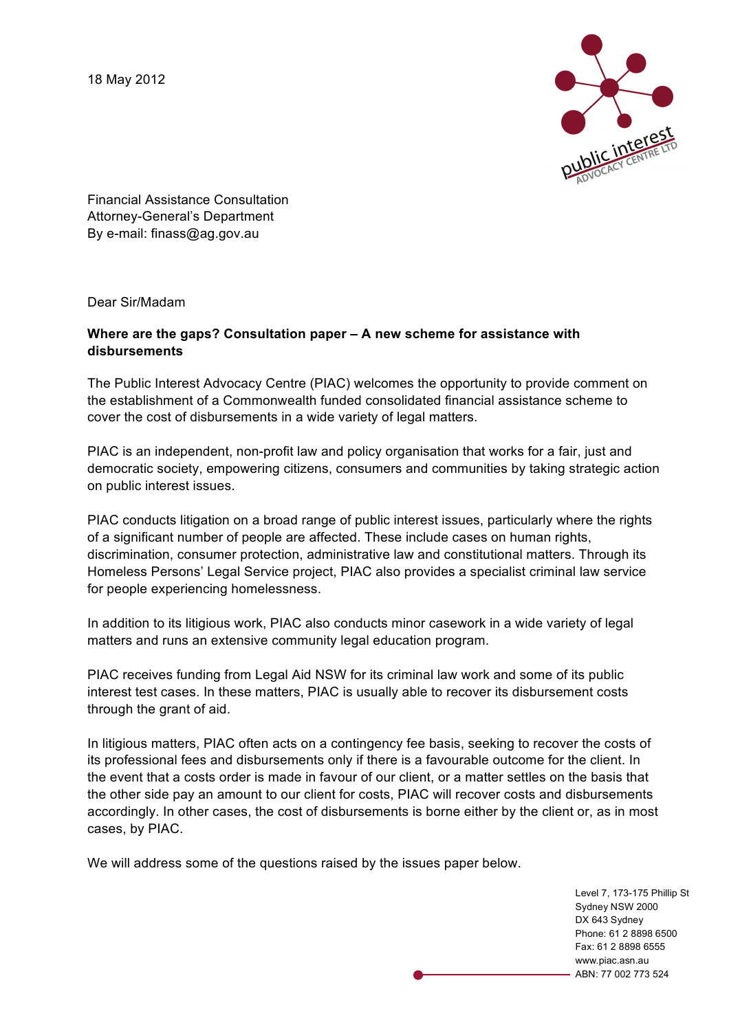18 May 2012

Financial Assistance Consultation
Attorney-General's Department
By e-mail: finass@ag.gov.au

Dear Sir/Madam

**Where are the gaps? Consultation paper – A new scheme for assistance with disbursements**

The Public Interest Advocacy Centre (PIAC) welcomes the opportunity to provide comment on the establishment of a Commonwealth funded consolidated financial assistance scheme to cover the cost of disbursements in a wide variety of legal matters.

PIAC is an independent, non-profit law and policy organisation that works for a fair, just and democratic society, empowering citizens, consumers and communities by taking strategic action on public interest issues.

PIAC conducts litigation on a broad range of public interest issues, particularly where the rights of a significant number of people are affected. These include cases on human rights, discrimination, consumer protection, administrative law and constitutional matters. Through its Homeless Persons' Legal Service project, PIAC also provides a specialist criminal law service for people experiencing homelessness.

In addition to its litigious work, PIAC also conducts minor casework in a wide variety of legal matters and runs an extensive community legal education program.

PIAC receives funding from Legal Aid NSW for its criminal law work and some of its public interest test cases. In these matters, PIAC is usually able to recover its disbursement costs through the grant of aid.

In litigious matters, PIAC often acts on a contingency fee basis, seeking to recover the costs of its professional fees and disbursements only if there is a favourable outcome for the client. In the event that a costs order is made in favour of our client, or a matter settles on the basis that the other side pay an amount to our client for costs, PIAC will recover costs and disbursements accordingly. In other cases, the cost of disbursements is borne either by the client or, as in most cases, by PIAC.

We will address some of the questions raised by the issues paper below.

Level 7, 173-175 Phillip St
Sydney NSW 2000
DX 643 Sydney
Phone: 61 2 8898 6500
Fax: 61 2 8898 6555
www.piac.asn.au
ABN: 77 002 773 524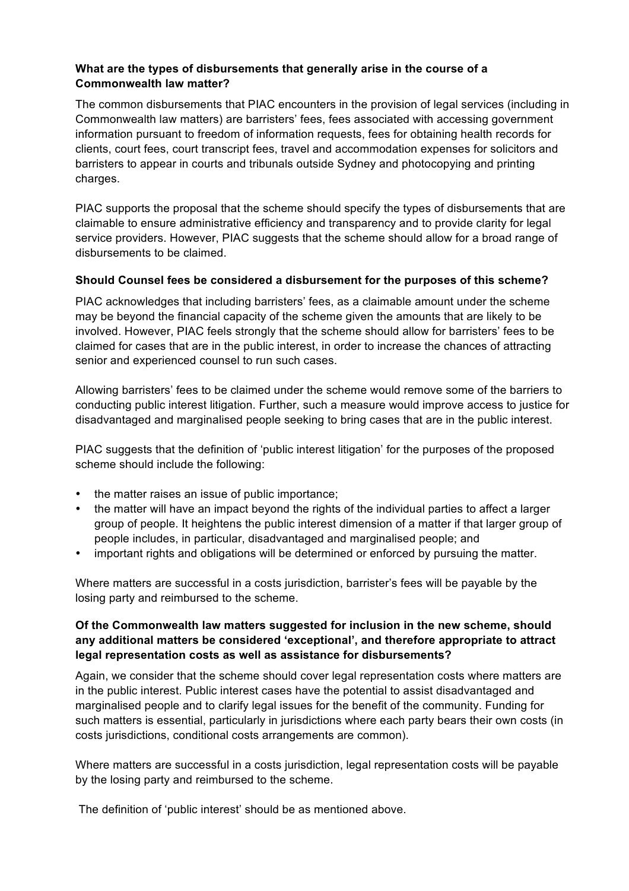**What are the types of disbursements that generally arise in the course of a Commonwealth law matter?**

The common disbursements that PIAC encounters in the provision of legal services (including in Commonwealth law matters) are barristers' fees, fees associated with accessing government information pursuant to freedom of information requests, fees for obtaining health records for clients, court fees, court transcript fees, travel and accommodation expenses for solicitors and barristers to appear in courts and tribunals outside Sydney and photocopying and printing charges.

PIAC supports the proposal that the scheme should specify the types of disbursements that are claimable to ensure administrative efficiency and transparency and to provide clarity for legal service providers. However, PIAC suggests that the scheme should allow for a broad range of disbursements to be claimed.

**Should Counsel fees be considered a disbursement for the purposes of this scheme?**

PIAC acknowledges that including barristers' fees, as a claimable amount under the scheme may be beyond the financial capacity of the scheme given the amounts that are likely to be involved. However, PIAC feels strongly that the scheme should allow for barristers' fees to be claimed for cases that are in the public interest, in order to increase the chances of attracting senior and experienced counsel to run such cases.

Allowing barristers' fees to be claimed under the scheme would remove some of the barriers to conducting public interest litigation. Further, such a measure would improve access to justice for disadvantaged and marginalised people seeking to bring cases that are in the public interest.

PIAC suggests that the definition of 'public interest litigation' for the purposes of the proposed scheme should include the following:

- the matter raises an issue of public importance;
- the matter will have an impact beyond the rights of the individual parties to affect a larger group of people. It heightens the public interest dimension of a matter if that larger group of people includes, in particular, disadvantaged and marginalised people; and
- important rights and obligations will be determined or enforced by pursuing the matter.

Where matters are successful in a costs jurisdiction, barrister's fees will be payable by the losing party and reimbursed to the scheme.

**Of the Commonwealth law matters suggested for inclusion in the new scheme, should any additional matters be considered 'exceptional', and therefore appropriate to attract legal representation costs as well as assistance for disbursements?**

Again, we consider that the scheme should cover legal representation costs where matters are in the public interest. Public interest cases have the potential to assist disadvantaged and marginalised people and to clarify legal issues for the benefit of the community. Funding for such matters is essential, particularly in jurisdictions where each party bears their own costs (in costs jurisdictions, conditional costs arrangements are common).

Where matters are successful in a costs jurisdiction, legal representation costs will be payable by the losing party and reimbursed to the scheme.

The definition of 'public interest' should be as mentioned above.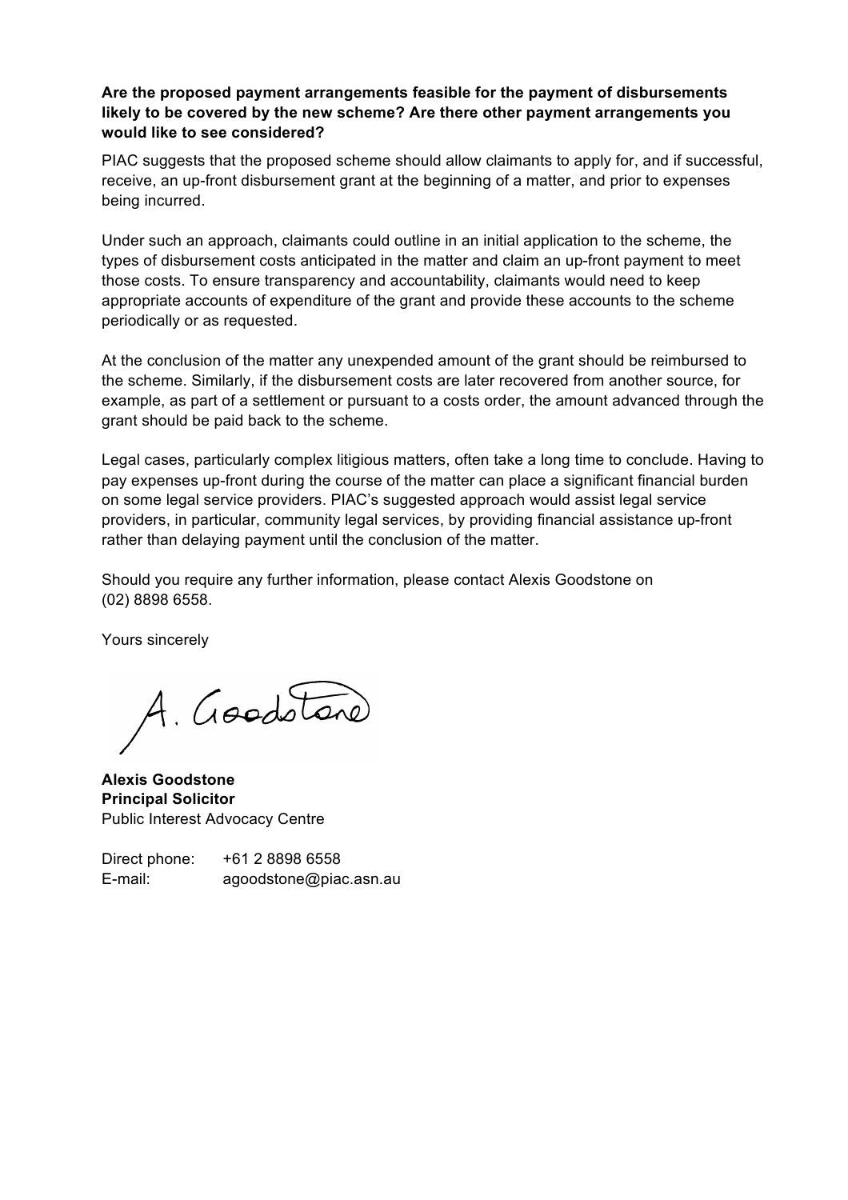**Are the proposed payment arrangements feasible for the payment of disbursements likely to be covered by the new scheme? Are there other payment arrangements you would like to see considered?**

PIAC suggests that the proposed scheme should allow claimants to apply for, and if successful, receive, an up-front disbursement grant at the beginning of a matter, and prior to expenses being incurred.

Under such an approach, claimants could outline in an initial application to the scheme, the types of disbursement costs anticipated in the matter and claim an up-front payment to meet those costs. To ensure transparency and accountability, claimants would need to keep appropriate accounts of expenditure of the grant and provide these accounts to the scheme periodically or as requested.

At the conclusion of the matter any unexpended amount of the grant should be reimbursed to the scheme. Similarly, if the disbursement costs are later recovered from another source, for example, as part of a settlement or pursuant to a costs order, the amount advanced through the grant should be paid back to the scheme.

Legal cases, particularly complex litigious matters, often take a long time to conclude. Having to pay expenses up-front during the course of the matter can place a significant financial burden on some legal service providers. PIAC's suggested approach would assist legal service providers, in particular, community legal services, by providing financial assistance up-front rather than delaying payment until the conclusion of the matter.

Should you require any further information, please contact Alexis Goodstone on (02) 8898 6558.

Yours sincerely

A. Goodstone

**Alexis Goodstone**
**Principal Solicitor**
Public Interest Advocacy Centre

Direct phone: +61 2 8898 6558
E-mail: agoodstone@piac.asn.au